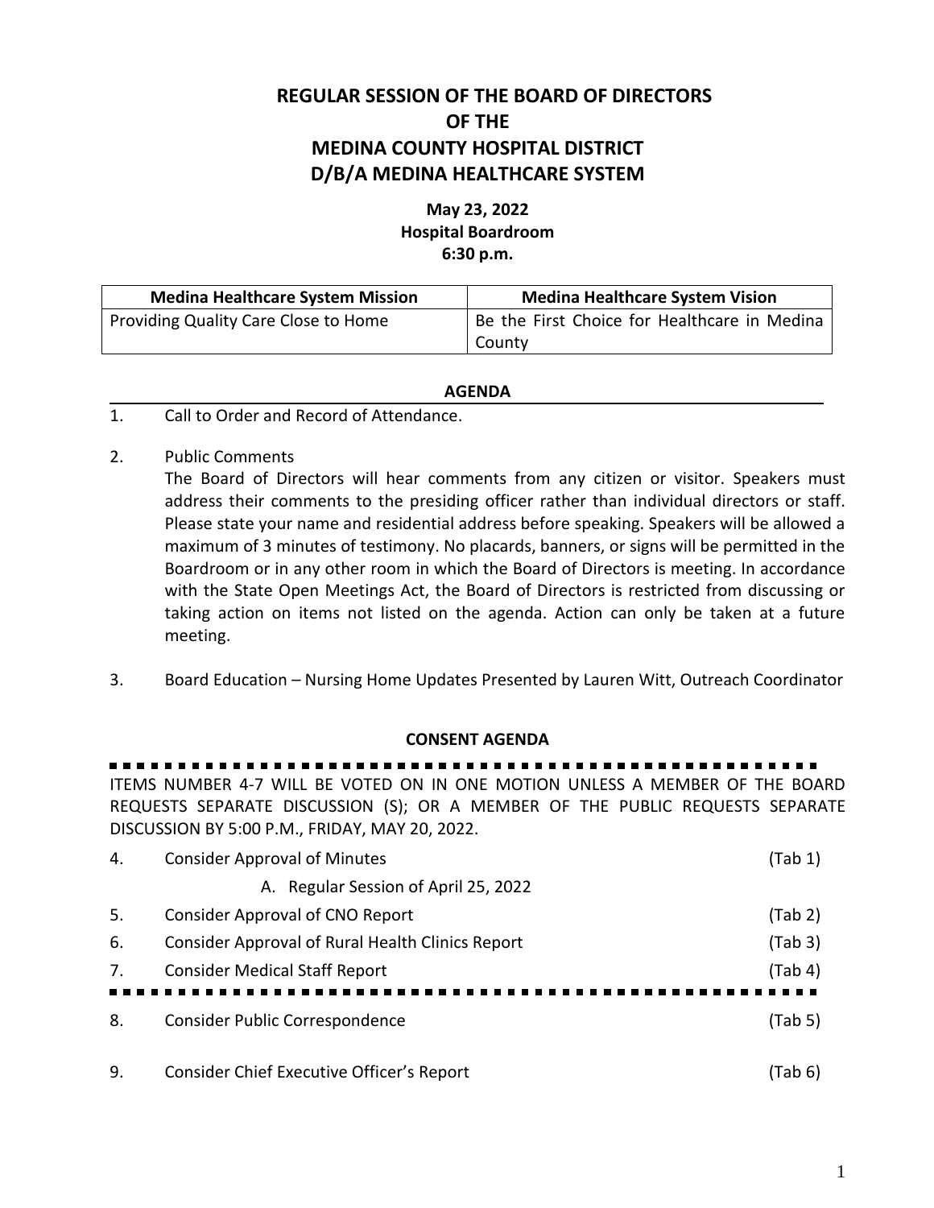# REGULAR SESSION OF THE BOARD OF DIRECTORS OF THE MEDINA COUNTY HOSPITAL DISTRICT D/B/A MEDINA HEALTHCARE SYSTEM

**May 23, 2022**
**Hospital Boardroom**
**6:30 p.m.**

| Medina Healthcare System Mission | Medina Healthcare System Vision |
|---|---|
| Providing Quality Care Close to Home | Be the First Choice for Healthcare in Medina County |

## AGENDA

1. Call to Order and Record of Attendance.

2. Public Comments
   The Board of Directors will hear comments from any citizen or visitor. Speakers must address their comments to the presiding officer rather than individual directors or staff. Please state your name and residential address before speaking. Speakers will be allowed a maximum of 3 minutes of testimony. No placards, banners, or signs will be permitted in the Boardroom or in any other room in which the Board of Directors is meeting. In accordance with the State Open Meetings Act, the Board of Directors is restricted from discussing or taking action on items not listed on the agenda. Action can only be taken at a future meeting.

3. Board Education – Nursing Home Updates Presented by Lauren Witt, Outreach Coordinator

## CONSENT AGENDA

ITEMS NUMBER 4-7 WILL BE VOTED ON IN ONE MOTION UNLESS A MEMBER OF THE BOARD REQUESTS SEPARATE DISCUSSION (S); OR A MEMBER OF THE PUBLIC REQUESTS SEPARATE DISCUSSION BY 5:00 P.M., FRIDAY, MAY 20, 2022.

4. Consider Approval of Minutes (Tab 1)
   A. Regular Session of April 25, 2022
5. Consider Approval of CNO Report (Tab 2)
6. Consider Approval of Rural Health Clinics Report (Tab 3)
7. Consider Medical Staff Report (Tab 4)

---

8. Consider Public Correspondence (Tab 5)

9. Consider Chief Executive Officer's Report (Tab 6)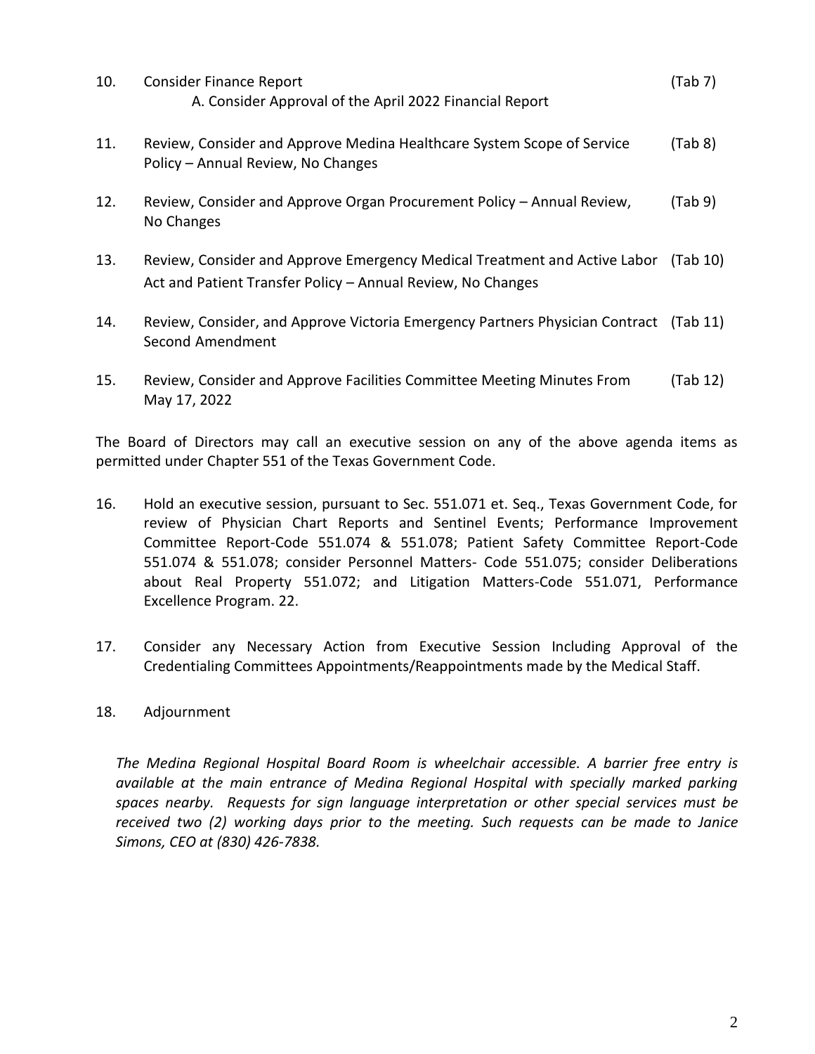10. Consider Finance Report (Tab 7)
    A. Consider Approval of the April 2022 Financial Report

11. Review, Consider and Approve Medina Healthcare System Scope of Service Policy – Annual Review, No Changes (Tab 8)

12. Review, Consider and Approve Organ Procurement Policy – Annual Review, No Changes (Tab 9)

13. Review, Consider and Approve Emergency Medical Treatment and Active Labor Act and Patient Transfer Policy – Annual Review, No Changes (Tab 10)

14. Review, Consider, and Approve Victoria Emergency Partners Physician Contract Second Amendment (Tab 11)

15. Review, Consider and Approve Facilities Committee Meeting Minutes From May 17, 2022 (Tab 12)

The Board of Directors may call an executive session on any of the above agenda items as permitted under Chapter 551 of the Texas Government Code.

16. Hold an executive session, pursuant to Sec. 551.071 et. Seq., Texas Government Code, for review of Physician Chart Reports and Sentinel Events; Performance Improvement Committee Report-Code 551.074 & 551.078; Patient Safety Committee Report-Code 551.074 & 551.078; consider Personnel Matters- Code 551.075; consider Deliberations about Real Property 551.072; and Litigation Matters-Code 551.071, Performance Excellence Program. 22.

17. Consider any Necessary Action from Executive Session Including Approval of the Credentialing Committees Appointments/Reappointments made by the Medical Staff.

18. Adjournment

*The Medina Regional Hospital Board Room is wheelchair accessible. A barrier free entry is available at the main entrance of Medina Regional Hospital with specially marked parking spaces nearby. Requests for sign language interpretation or other special services must be received two (2) working days prior to the meeting. Such requests can be made to Janice Simons, CEO at (830) 426-7838.*